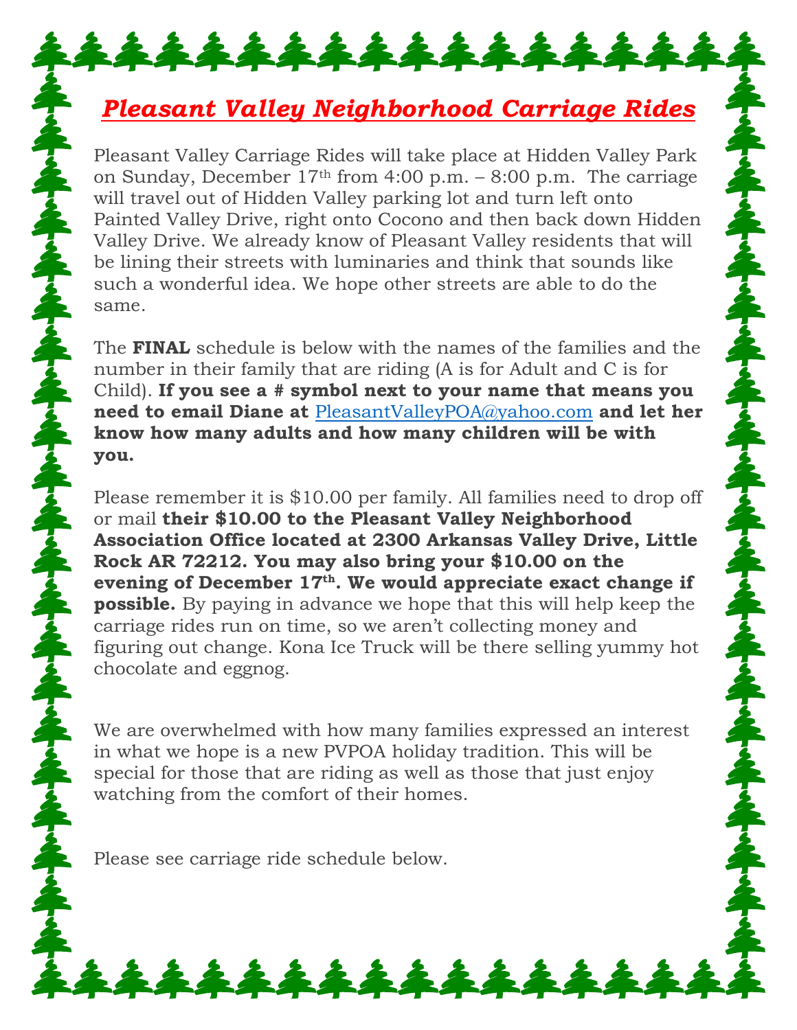# ***Pleasant Valley Neighborhood Carriage Rides***

Pleasant Valley Carriage Rides will take place at Hidden Valley Park on Sunday, December 17th from 4:00 p.m. – 8:00 p.m. The carriage will travel out of Hidden Valley parking lot and turn left onto Painted Valley Drive, right onto Cocono and then back down Hidden Valley Drive. We already know of Pleasant Valley residents that will be lining their streets with luminaries and think that sounds like such a wonderful idea. We hope other streets are able to do the same.

The **FINAL** schedule is below with the names of the families and the number in their family that are riding (A is for Adult and C is for Child). **If you see a # symbol next to your name that means you need to email Diane at [PleasantValleyPOA@yahoo.com](mailto:PleasantValleyPOA@yahoo.com) and let her know how many adults and how many children will be with you.**

Please remember it is $10.00 per family. All families need to drop off or mail **their $10.00 to the Pleasant Valley Neighborhood Association Office located at 2300 Arkansas Valley Drive, Little Rock AR 72212. You may also bring your $10.00 on the evening of December 17th. We would appreciate exact change if possible.** By paying in advance we hope that this will help keep the carriage rides run on time, so we aren't collecting money and figuring out change. Kona Ice Truck will be there selling yummy hot chocolate and eggnog.

We are overwhelmed with how many families expressed an interest in what we hope is a new PVPOA holiday tradition. This will be special for those that are riding as well as those that just enjoy watching from the comfort of their homes.

Please see carriage ride schedule below.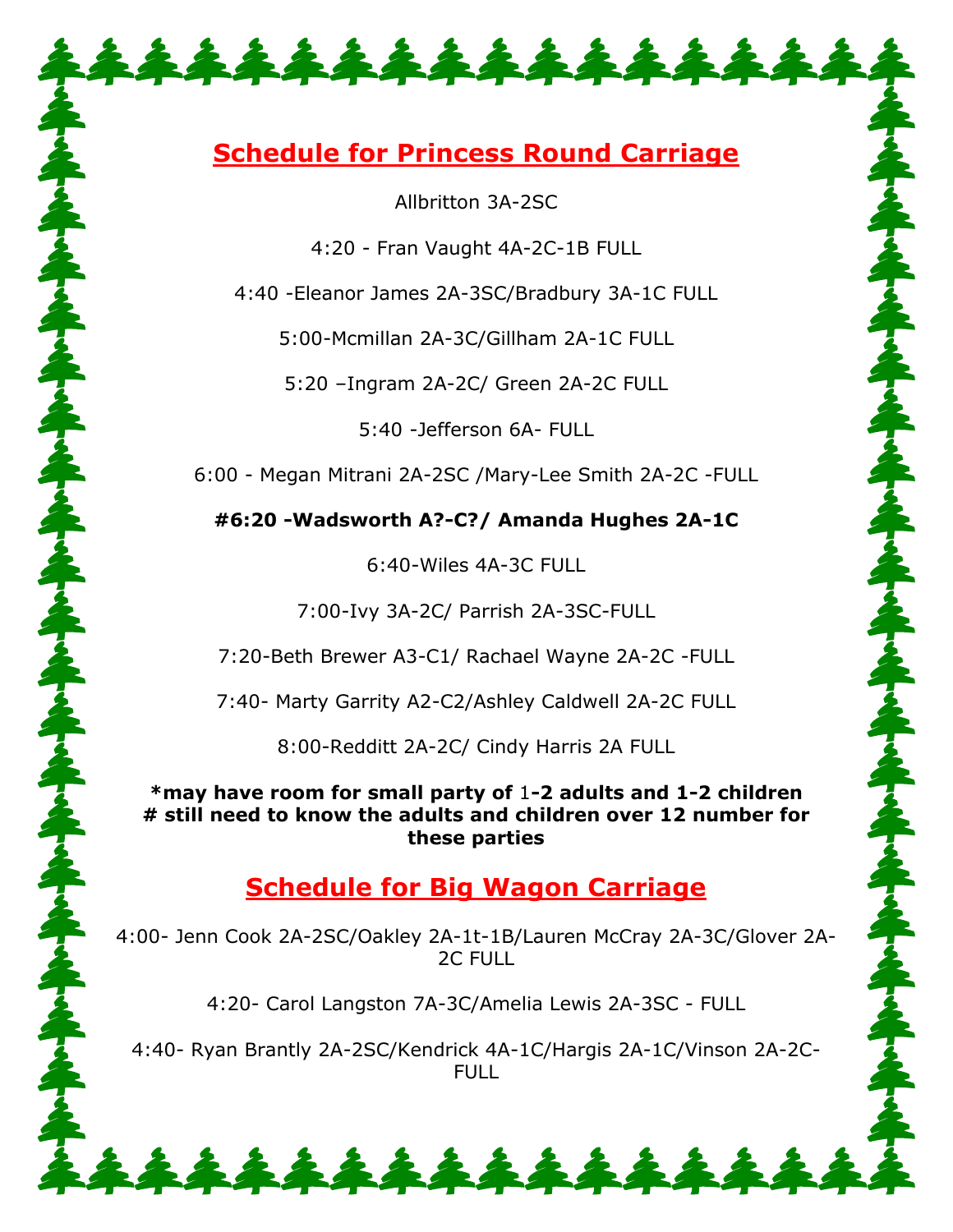## Schedule for Princess Round Carriage

Allbritton 3A-2SC

4:20 - Fran Vaught 4A-2C-1B FULL

4:40 -Eleanor James 2A-3SC/Bradbury 3A-1C FULL

5:00-Mcmillan 2A-3C/Gillham 2A-1C FULL

5:20 –Ingram 2A-2C/ Green 2A-2C FULL

5:40 -Jefferson 6A- FULL

6:00 - Megan Mitrani 2A-2SC /Mary-Lee Smith 2A-2C -FULL

**#6:20 -Wadsworth A?-C?/ Amanda Hughes 2A-1C**

6:40-Wiles 4A-3C FULL

7:00-Ivy 3A-2C/ Parrish 2A-3SC-FULL

7:20-Beth Brewer A3-C1/ Rachael Wayne 2A-2C -FULL

7:40- Marty Garrity A2-C2/Ashley Caldwell 2A-2C FULL

8:00-Redditt 2A-2C/ Cindy Harris 2A FULL

**\*may have room for small party of 1-2 adults and 1-2 children**
**# still need to know the adults and children over 12 number for these parties**

## Schedule for Big Wagon Carriage

4:00- Jenn Cook 2A-2SC/Oakley 2A-1t-1B/Lauren McCray 2A-3C/Glover 2A-2C FULL

4:20- Carol Langston 7A-3C/Amelia Lewis 2A-3SC - FULL

4:40- Ryan Brantly 2A-2SC/Kendrick 4A-1C/Hargis 2A-1C/Vinson 2A-2C-FULL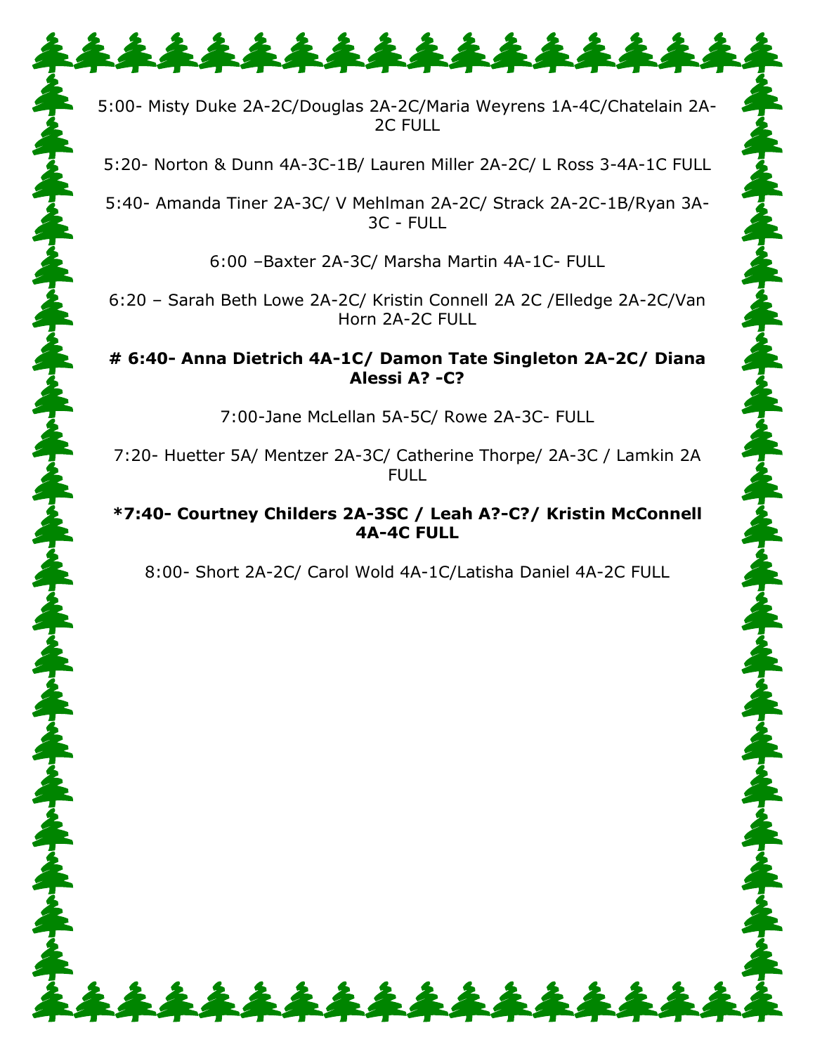5:00- Misty Duke 2A-2C/Douglas 2A-2C/Maria Weyrens 1A-4C/Chatelain 2A-2C FULL

5:20- Norton & Dunn 4A-3C-1B/ Lauren Miller 2A-2C/ L Ross 3-4A-1C FULL

5:40- Amanda Tiner 2A-3C/ V Mehlman 2A-2C/ Strack 2A-2C-1B/Ryan 3A-3C - FULL

6:00 –Baxter 2A-3C/ Marsha Martin 4A-1C- FULL

6:20 – Sarah Beth Lowe 2A-2C/ Kristin Connell 2A 2C /Elledge 2A-2C/Van Horn 2A-2C FULL

**# 6:40- Anna Dietrich 4A-1C/ Damon Tate Singleton 2A-2C/ Diana Alessi A? -C?**

7:00-Jane McLellan 5A-5C/ Rowe 2A-3C- FULL

7:20- Huetter 5A/ Mentzer 2A-3C/ Catherine Thorpe/ 2A-3C / Lamkin 2A FULL

**\*7:40- Courtney Childers 2A-3SC / Leah A?-C?/ Kristin McConnell 4A-4C FULL**

8:00- Short 2A-2C/ Carol Wold 4A-1C/Latisha Daniel 4A-2C FULL